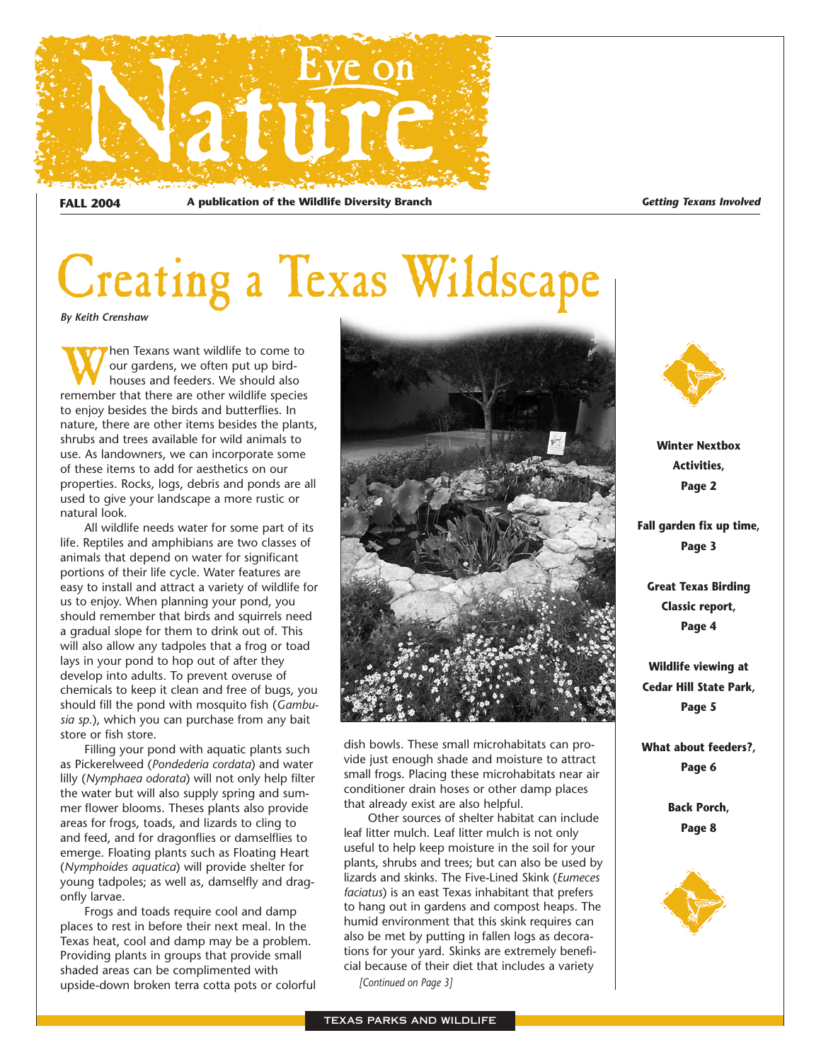# Eye on Nature

**FALL 2004** **A publication of the Wildlife Diversity Branch** ***Getting Texans Involved***

# Creating a Texas Wildscape

*By Keith Crenshaw*

When Texans want wildlife to come to our gardens, we often put up birdhouses and feeders. We should also remember that there are other wildlife species to enjoy besides the birds and butterflies. In nature, there are other items besides the plants, shrubs and trees available for wild animals to use. As landowners, we can incorporate some of these items to add for aesthetics on our properties. Rocks, logs, debris and ponds are all used to give your landscape a more rustic or natural look.

All wildlife needs water for some part of its life. Reptiles and amphibians are two classes of animals that depend on water for significant portions of their life cycle. Water features are easy to install and attract a variety of wildlife for us to enjoy. When planning your pond, you should remember that birds and squirrels need a gradual slope for them to drink out of. This will also allow any tadpoles that a frog or toad lays in your pond to hop out of after they develop into adults. To prevent overuse of chemicals to keep it clean and free of bugs, you should fill the pond with mosquito fish (*Gambusia sp.*), which you can purchase from any bait store or fish store.

Filling your pond with aquatic plants such as Pickerelweed (*Pondederia cordata*) and water lilly (*Nymphaea odorata*) will not only help filter the water but will also supply spring and summer flower blooms. Theses plants also provide areas for frogs, toads, and lizards to cling to and feed, and for dragonflies or damselflies to emerge. Floating plants such as Floating Heart (*Nymphoides aquatica*) will provide shelter for young tadpoles; as well as, damselfly and dragonfly larvae.

Frogs and toads require cool and damp places to rest in before their next meal. In the Texas heat, cool and damp may be a problem. Providing plants in groups that provide small shaded areas can be complimented with upside-down broken terra cotta pots or colorful dish bowls. These small microhabitats can provide just enough shade and moisture to attract small frogs. Placing these microhabitats near air conditioner drain hoses or other damp places that already exist are also helpful.

Other sources of shelter habitat can include leaf litter mulch. Leaf litter mulch is not only useful to help keep moisture in the soil for your plants, shrubs and trees; but can also be used by lizards and skinks. The Five-Lined Skink (*Eumeces faciatus*) is an east Texas inhabitant that prefers to hang out in gardens and compost heaps. The humid environment that this skink requires can also be met by putting in fallen logs as decorations for your yard. Skinks are extremely beneficial because of their diet that includes a variety

*[Continued on Page 3]*

**Winter Nextbox Activities, Page 2**

**Fall garden fix up time, Page 3**

**Great Texas Birding Classic report, Page 4**

**Wildlife viewing at Cedar Hill State Park, Page 5**

**What about feeders?, Page 6**

**Back Porch, Page 8**

TEXAS PARKS AND WILDLIFE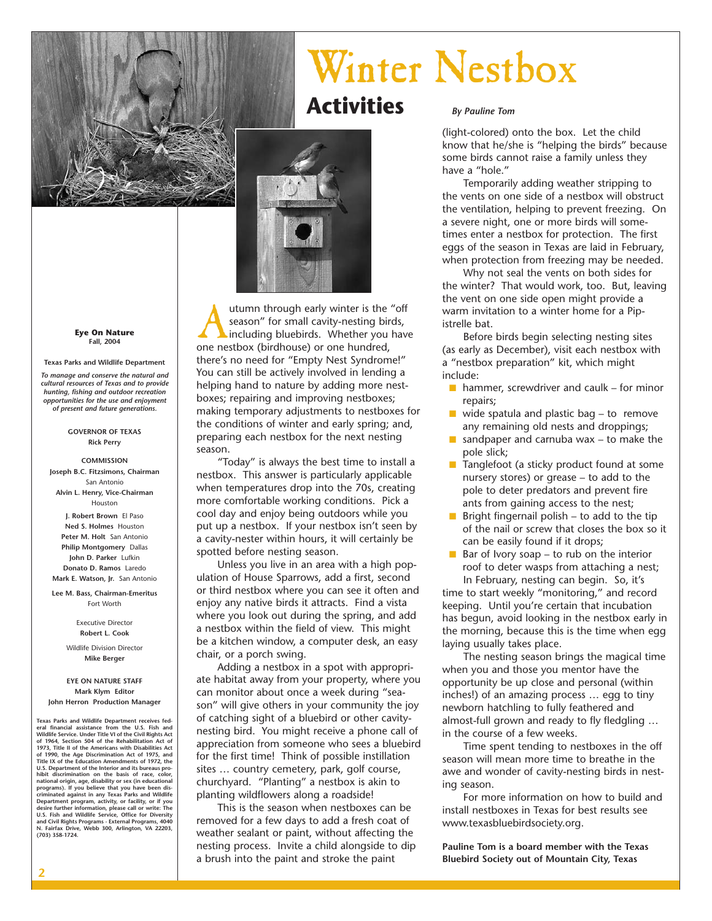# Winter Nestbox Activities

*By Pauline Tom*

Autumn through early winter is the "off season" for small cavity-nesting birds, including bluebirds. Whether you have one nestbox (birdhouse) or one hundred, there's no need for "Empty Nest Syndrome!" You can still be actively involved in lending a helping hand to nature by adding more nestboxes; repairing and improving nestboxes; making temporary adjustments to nestboxes for the conditions of winter and early spring; and, preparing each nestbox for the next nesting season.

"Today" is always the best time to install a nestbox. This answer is particularly applicable when temperatures drop into the 70s, creating more comfortable working conditions. Pick a cool day and enjoy being outdoors while you put up a nestbox. If your nestbox isn't seen by a cavity-nester within hours, it will certainly be spotted before nesting season.

Unless you live in an area with a high population of House Sparrows, add a first, second or third nestbox where you can see it often and enjoy any native birds it attracts. Find a vista where you look out during the spring, and add a nestbox within the field of view. This might be a kitchen window, a computer desk, an easy chair, or a porch swing.

Adding a nestbox in a spot with appropriate habitat away from your property, where you can monitor about once a week during "season" will give others in your community the joy of catching sight of a bluebird or other cavity-nesting bird. You might receive a phone call of appreciation from someone who sees a bluebird for the first time! Think of possible instillation sites … country cemetery, park, golf course, churchyard. "Planting" a nestbox is akin to planting wildflowers along a roadside!

This is the season when nestboxes can be removed for a few days to add a fresh coat of weather sealant or paint, without affecting the nesting process. Invite a child alongside to dip a brush into the paint and stroke the paint (light-colored) onto the box. Let the child know that he/she is "helping the birds" because some birds cannot raise a family unless they have a "hole."

Temporarily adding weather stripping to the vents on one side of a nestbox will obstruct the ventilation, helping to prevent freezing. On a severe night, one or more birds will sometimes enter a nestbox for protection. The first eggs of the season in Texas are laid in February, when protection from freezing may be needed.

Why not seal the vents on both sides for the winter? That would work, too. But, leaving the vent on one side open might provide a warm invitation to a winter home for a Pipistrelle bat.

Before birds begin selecting nesting sites (as early as December), visit each nestbox with a "nestbox preparation" kit, which might include:

- hammer, screwdriver and caulk – for minor repairs;
- wide spatula and plastic bag – to remove any remaining old nests and droppings;
- sandpaper and carnuba wax – to make the pole slick;
- Tanglefoot (a sticky product found at some nursery stores) or grease – to add to the pole to deter predators and prevent fire ants from gaining access to the nest;
- Bright fingernail polish – to add to the tip of the nail or screw that closes the box so it can be easily found if it drops;
- Bar of Ivory soap – to rub on the interior roof to deter wasps from attaching a nest;

In February, nesting can begin. So, it's time to start weekly "monitoring," and record keeping. Until you're certain that incubation has begun, avoid looking in the nestbox early in the morning, because this is the time when egg laying usually takes place.

The nesting season brings the magical time when you and those you mentor have the opportunity be up close and personal (within inches!) of an amazing process … egg to tiny newborn hatchling to fully feathered and almost-full grown and ready to fly fledgling … in the course of a few weeks.

Time spent tending to nestboxes in the off season will mean more time to breathe in the awe and wonder of cavity-nesting birds in nesting season.

For more information on how to build and install nestboxes in Texas for best results see www.texasbluebirdsociety.org.

**Pauline Tom is a board member with the Texas Bluebird Society out of Mountain City, Texas**

---

**Eye On Nature**
**Fall, 2004**

**Texas Parks and Wildlife Department**

*To manage and conserve the natural and cultural resources of Texas and to provide hunting, fishing and outdoor recreation opportunities for the use and enjoyment of present and future generations.*

**GOVERNOR OF TEXAS**
**Rick Perry**

**COMMISSION**
**Joseph B.C. Fitzsimons, Chairman** San Antonio
**Alvin L. Henry, Vice-Chairman** Houston
**J. Robert Brown** El Paso
**Ned S. Holmes** Houston
**Peter M. Holt** San Antonio
**Philip Montgomery** Dallas
**John D. Parker** Lufkin
**Donato D. Ramos** Laredo
**Mark E. Watson, Jr.** San Antonio

**Lee M. Bass, Chairman-Emeritus** Fort Worth

Executive Director
**Robert L. Cook**

Wildlife Division Director
**Mike Berger**

**EYE ON NATURE STAFF**
**Mark Klym** Editor
**John Herron** Production Manager

**Texas Parks and Wildlife Department receives federal financial assistance from the U.S. Fish and Wildlife Service. Under Title VI of the Civil Rights Act of 1964, Section 504 of the Rehabilitation Act of 1973, Title II of the Americans with Disabilities Act of 1990, the Age Discrimination Act of 1975, and Title IX of the Education Amendments of 1972, the U.S. Department of the Interior and its bureaus prohibit discrimination on the basis of race, color, national origin, age, disability or sex (in educational programs). If you believe that you have been discriminated against in any Texas Parks and Wildlife Department program, activity, or facility, or if you desire further information, please call or write: The U.S. Fish and Wildlife Service, Office for Diversity and Civil Rights Programs - External Programs, 4040 N. Fairfax Drive, Webb 300, Arlington, VA 22203, (703) 358-1724.**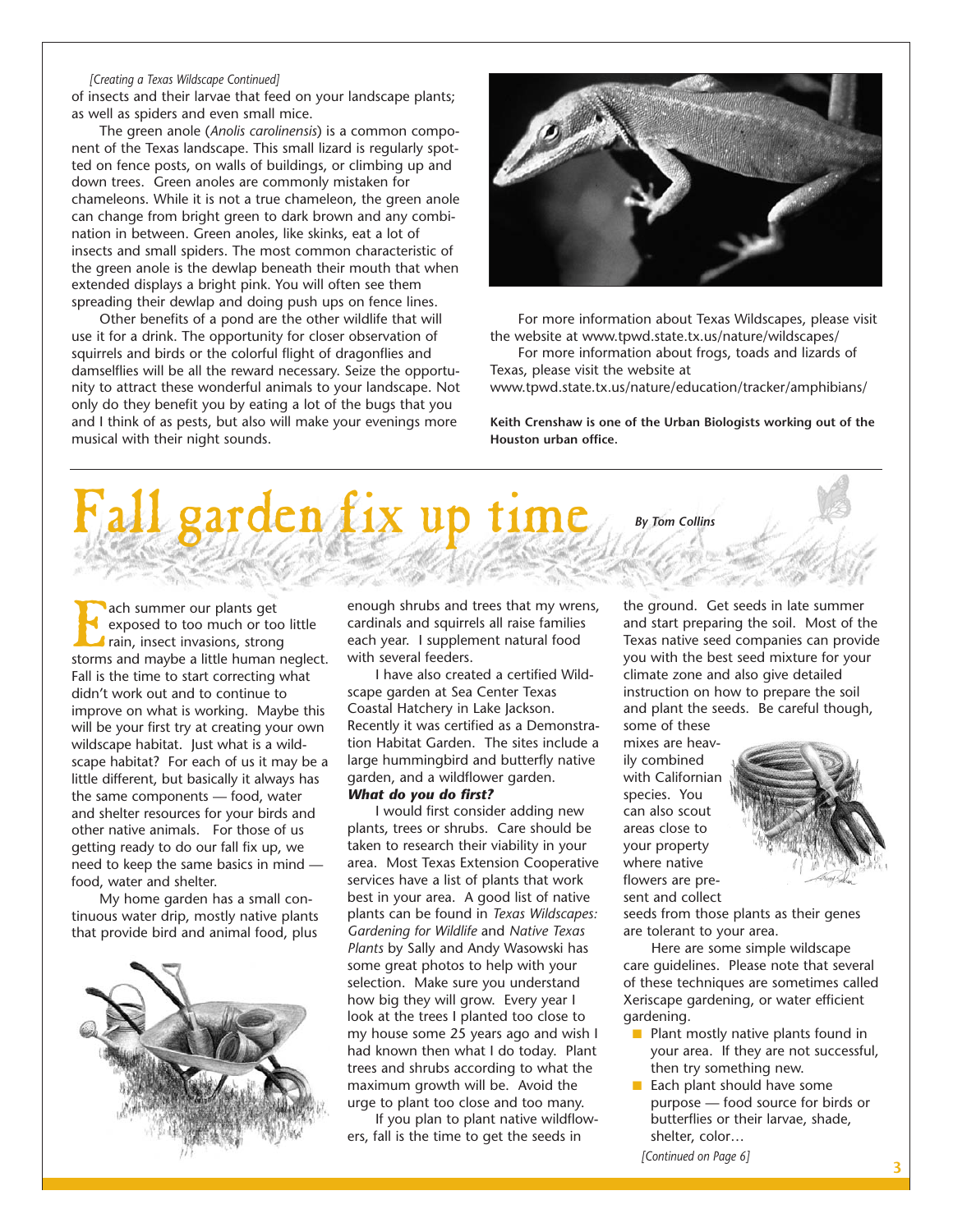*[Creating a Texas Wildscape Continued]*

of insects and their larvae that feed on your landscape plants; as well as spiders and even small mice.

The green anole (*Anolis carolinensis*) is a common component of the Texas landscape. This small lizard is regularly spotted on fence posts, on walls of buildings, or climbing up and down trees. Green anoles are commonly mistaken for chameleons. While it is not a true chameleon, the green anole can change from bright green to dark brown and any combination in between. Green anoles, like skinks, eat a lot of insects and small spiders. The most common characteristic of the green anole is the dewlap beneath their mouth that when extended displays a bright pink. You will often see them spreading their dewlap and doing push ups on fence lines.

Other benefits of a pond are the other wildlife that will use it for a drink. The opportunity for closer observation of squirrels and birds or the colorful flight of dragonflies and damselflies will be all the reward necessary. Seize the opportunity to attract these wonderful animals to your landscape. Not only do they benefit you by eating a lot of the bugs that you and I think of as pests, but also will make your evenings more musical with their night sounds.

For more information about Texas Wildscapes, please visit the website at www.tpwd.state.tx.us/nature/wildscapes/

For more information about frogs, toads and lizards of Texas, please visit the website at www.tpwd.state.tx.us/nature/education/tracker/amphibians/

**Keith Crenshaw is one of the Urban Biologists working out of the Houston urban office.**

# Fall garden fix up time

***By Tom Collins***

Each summer our plants get exposed to too much or too little rain, insect invasions, strong storms and maybe a little human neglect. Fall is the time to start correcting what didn't work out and to continue to improve on what is working. Maybe this will be your first try at creating your own wildscape habitat. Just what is a wildscape habitat? For each of us it may be a little different, but basically it always has the same components — food, water and shelter resources for your birds and other native animals. For those of us getting ready to do our fall fix up, we need to keep the same basics in mind — food, water and shelter.

My home garden has a small continuous water drip, mostly native plants that provide bird and animal food, plus enough shrubs and trees that my wrens, cardinals and squirrels all raise families each year. I supplement natural food with several feeders.

I have also created a certified Wildscape garden at Sea Center Texas Coastal Hatchery in Lake Jackson. Recently it was certified as a Demonstration Habitat Garden. The sites include a large hummingbird and butterfly native garden, and a wildflower garden.

***What do you do first?***

I would first consider adding new plants, trees or shrubs. Care should be taken to research their viability in your area. Most Texas Extension Cooperative services have a list of plants that work best in your area. A good list of native plants can be found in *Texas Wildscapes: Gardening for Wildlife* and *Native Texas Plants* by Sally and Andy Wasowski has some great photos to help with your selection. Make sure you understand how big they will grow. Every year I look at the trees I planted too close to my house some 25 years ago and wish I had known then what I do today. Plant trees and shrubs according to what the maximum growth will be. Avoid the urge to plant too close and too many.

If you plan to plant native wildflowers, fall is the time to get the seeds in the ground. Get seeds in late summer and start preparing the soil. Most of the Texas native seed companies can provide you with the best seed mixture for your climate zone and also give detailed instruction on how to prepare the soil and plant the seeds. Be careful though, some of these mixes are heavily combined with Californian species. You can also scout areas close to your property where native flowers are present and collect seeds from those plants as their genes are tolerant to your area.

Here are some simple wildscape care guidelines. Please note that several of these techniques are sometimes called Xeriscape gardening, or water efficient gardening.

- Plant mostly native plants found in your area. If they are not successful, then try something new.
- Each plant should have some purpose — food source for birds or butterflies or their larvae, shade, shelter, color…

*[Continued on Page 6]*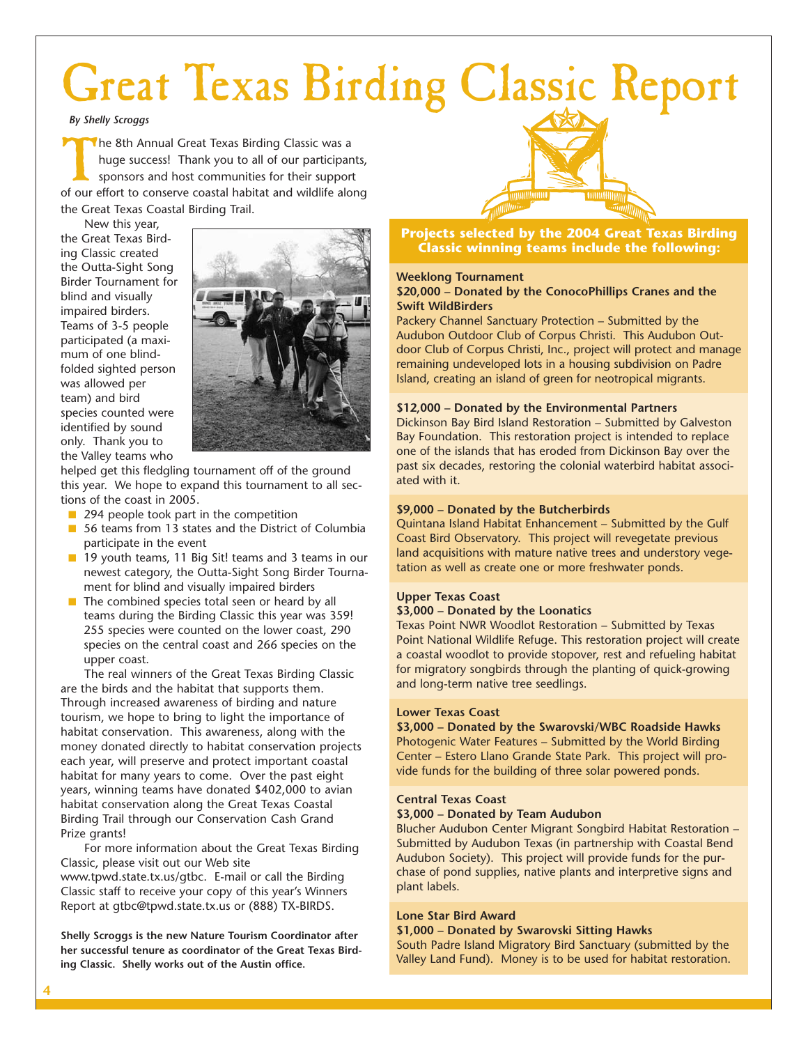# Great Texas Birding Classic Report

*By Shelly Scroggs*

The 8th Annual Great Texas Birding Classic was a huge success! Thank you to all of our participants, sponsors and host communities for their support of our effort to conserve coastal habitat and wildlife along the Great Texas Coastal Birding Trail.

New this year, the Great Texas Birding Classic created the Outta-Sight Song Birder Tournament for blind and visually impaired birders. Teams of 3-5 people participated (a maximum of one blindfolded sighted person was allowed per team) and bird species counted were identified by sound only. Thank you to the Valley teams who helped get this fledgling tournament off of the ground this year. We hope to expand this tournament to all sections of the coast in 2005.

- 294 people took part in the competition
- 56 teams from 13 states and the District of Columbia participate in the event
- 19 youth teams, 11 Big Sit! teams and 3 teams in our newest category, the Outta-Sight Song Birder Tournament for blind and visually impaired birders
- The combined species total seen or heard by all teams during the Birding Classic this year was 359! 255 species were counted on the lower coast, 290 species on the central coast and 266 species on the upper coast.

The real winners of the Great Texas Birding Classic are the birds and the habitat that supports them. Through increased awareness of birding and nature tourism, we hope to bring to light the importance of habitat conservation. This awareness, along with the money donated directly to habitat conservation projects each year, will preserve and protect important coastal habitat for many years to come. Over the past eight years, winning teams have donated $402,000 to avian habitat conservation along the Great Texas Coastal Birding Trail through our Conservation Cash Grand Prize grants!

For more information about the Great Texas Birding Classic, please visit out our Web site www.tpwd.state.tx.us/gtbc. E-mail or call the Birding Classic staff to receive your copy of this year's Winners Report at gtbc@tpwd.state.tx.us or (888) TX-BIRDS.

**Shelly Scroggs is the new Nature Tourism Coordinator after her successful tenure as coordinator of the Great Texas Birding Classic. Shelly works out of the Austin office.**

## Projects selected by the 2004 Great Texas Birding Classic winning teams include the following:

**Weeklong Tournament**

**$20,000 – Donated by the ConocoPhillips Cranes and the Swift WildBirders**

Packery Channel Sanctuary Protection – Submitted by the Audubon Outdoor Club of Corpus Christi. This Audubon Outdoor Club of Corpus Christi, Inc., project will protect and manage remaining undeveloped lots in a housing subdivision on Padre Island, creating an island of green for neotropical migrants.

**$12,000 – Donated by the Environmental Partners**

Dickinson Bay Bird Island Restoration – Submitted by Galveston Bay Foundation. This restoration project is intended to replace one of the islands that has eroded from Dickinson Bay over the past six decades, restoring the colonial waterbird habitat associated with it.

**$9,000 – Donated by the Butcherbirds**

Quintana Island Habitat Enhancement – Submitted by the Gulf Coast Bird Observatory. This project will revegetate previous land acquisitions with mature native trees and understory vegetation as well as create one or more freshwater ponds.

**Upper Texas Coast**

**$3,000 – Donated by the Loonatics**

Texas Point NWR Woodlot Restoration – Submitted by Texas Point National Wildlife Refuge. This restoration project will create a coastal woodlot to provide stopover, rest and refueling habitat for migratory songbirds through the planting of quick-growing and long-term native tree seedlings.

**Lower Texas Coast**

**$3,000 – Donated by the Swarovski/WBC Roadside Hawks**

Photogenic Water Features – Submitted by the World Birding Center – Estero Llano Grande State Park. This project will provide funds for the building of three solar powered ponds.

**Central Texas Coast**

**$3,000 – Donated by Team Audubon**

Blucher Audubon Center Migrant Songbird Habitat Restoration – Submitted by Audubon Texas (in partnership with Coastal Bend Audubon Society). This project will provide funds for the purchase of pond supplies, native plants and interpretive signs and plant labels.

**Lone Star Bird Award**

**$1,000 – Donated by Swarovski Sitting Hawks**

South Padre Island Migratory Bird Sanctuary (submitted by the Valley Land Fund). Money is to be used for habitat restoration.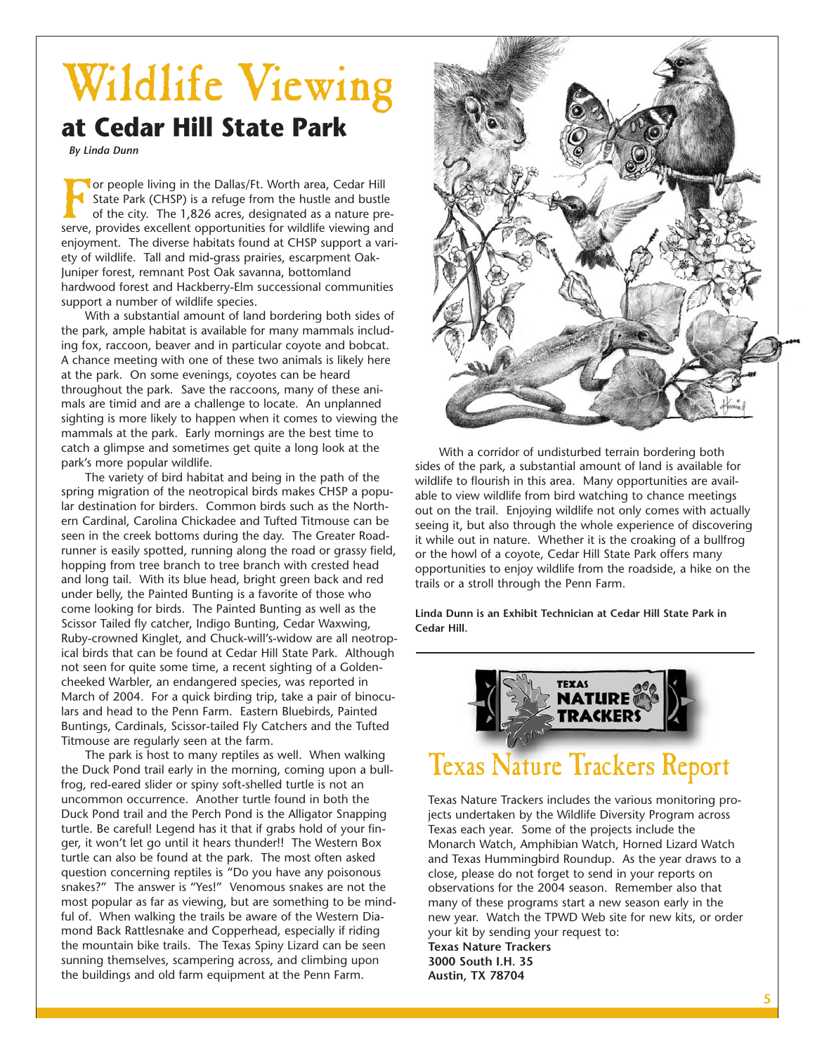# Wildlife Viewing

## at Cedar Hill State Park

*By Linda Dunn*

For people living in the Dallas/Ft. Worth area, Cedar Hill State Park (CHSP) is a refuge from the hustle and bustle of the city. The 1,826 acres, designated as a nature preserve, provides excellent opportunities for wildlife viewing and enjoyment. The diverse habitats found at CHSP support a variety of wildlife. Tall and mid-grass prairies, escarpment Oak-Juniper forest, remnant Post Oak savanna, bottomland hardwood forest and Hackberry-Elm successional communities support a number of wildlife species.

With a substantial amount of land bordering both sides of the park, ample habitat is available for many mammals including fox, raccoon, beaver and in particular coyote and bobcat. A chance meeting with one of these two animals is likely here at the park. On some evenings, coyotes can be heard throughout the park. Save the raccoons, many of these animals are timid and are a challenge to locate. An unplanned sighting is more likely to happen when it comes to viewing the mammals at the park. Early mornings are the best time to catch a glimpse and sometimes get quite a long look at the park's more popular wildlife.

The variety of bird habitat and being in the path of the spring migration of the neotropical birds makes CHSP a popular destination for birders. Common birds such as the Northern Cardinal, Carolina Chickadee and Tufted Titmouse can be seen in the creek bottoms during the day. The Greater Roadrunner is easily spotted, running along the road or grassy field, hopping from tree branch to tree branch with crested head and long tail. With its blue head, bright green back and red under belly, the Painted Bunting is a favorite of those who come looking for birds. The Painted Bunting as well as the Scissor Tailed fly catcher, Indigo Bunting, Cedar Waxwing, Ruby-crowned Kinglet, and Chuck-will's-widow are all neotropical birds that can be found at Cedar Hill State Park. Although not seen for quite some time, a recent sighting of a Golden-cheeked Warbler, an endangered species, was reported in March of 2004. For a quick birding trip, take a pair of binoculars and head to the Penn Farm. Eastern Bluebirds, Painted Buntings, Cardinals, Scissor-tailed Fly Catchers and the Tufted Titmouse are regularly seen at the farm.

The park is host to many reptiles as well. When walking the Duck Pond trail early in the morning, coming upon a bullfrog, red-eared slider or spiny soft-shelled turtle is not an uncommon occurrence. Another turtle found in both the Duck Pond trail and the Perch Pond is the Alligator Snapping turtle. Be careful! Legend has it that if grabs hold of your finger, it won't let go until it hears thunder!! The Western Box turtle can also be found at the park. The most often asked question concerning reptiles is "Do you have any poisonous snakes?" The answer is "Yes!" Venomous snakes are not the most popular as far as viewing, but are something to be mindful of. When walking the trails be aware of the Western Diamond Back Rattlesnake and Copperhead, especially if riding the mountain bike trails. The Texas Spiny Lizard can be seen sunning themselves, scampering across, and climbing upon the buildings and old farm equipment at the Penn Farm.

With a corridor of undisturbed terrain bordering both sides of the park, a substantial amount of land is available for wildlife to flourish in this area. Many opportunities are available to view wildlife from bird watching to chance meetings out on the trail. Enjoying wildlife not only comes with actually seeing it, but also through the whole experience of discovering it while out in nature. Whether it is the croaking of a bullfrog or the howl of a coyote, Cedar Hill State Park offers many opportunities to enjoy wildlife from the roadside, a hike on the trails or a stroll through the Penn Farm.

**Linda Dunn is an Exhibit Technician at Cedar Hill State Park in Cedar Hill.**

---

## Texas Nature Trackers Report

Texas Nature Trackers includes the various monitoring projects undertaken by the Wildlife Diversity Program across Texas each year. Some of the projects include the Monarch Watch, Amphibian Watch, Horned Lizard Watch and Texas Hummingbird Roundup. As the year draws to a close, please do not forget to send in your reports on observations for the 2004 season. Remember also that many of these programs start a new season early in the new year. Watch the TPWD Web site for new kits, or order your kit by sending your request to:

**Texas Nature Trackers**
**3000 South I.H. 35**
**Austin, TX 78704**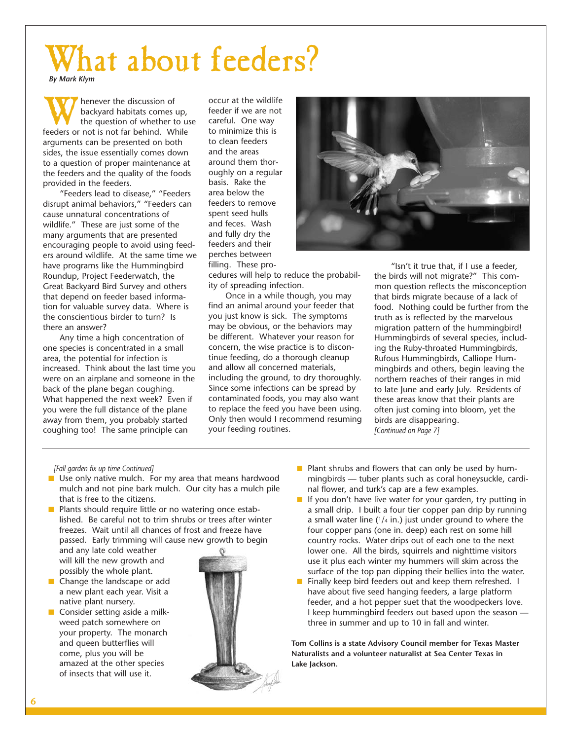# What about feeders?

*By Mark Klym*

Whenever the discussion of backyard habitats comes up, the question of whether to use feeders or not is not far behind. While arguments can be presented on both sides, the issue essentially comes down to a question of proper maintenance at the feeders and the quality of the foods provided in the feeders.

"Feeders lead to disease," "Feeders disrupt animal behaviors," "Feeders can cause unnatural concentrations of wildlife." These are just some of the many arguments that are presented encouraging people to avoid using feeders around wildlife. At the same time we have programs like the Hummingbird Roundup, Project Feederwatch, the Great Backyard Bird Survey and others that depend on feeder based information for valuable survey data. Where is the conscientious birder to turn? Is there an answer?

Any time a high concentration of one species is concentrated in a small area, the potential for infection is increased. Think about the last time you were on an airplane and someone in the back of the plane began coughing. What happened the next week? Even if you were the full distance of the plane away from them, you probably started coughing too! The same principle can occur at the wildlife feeder if we are not careful. One way to minimize this is to clean feeders and the areas around them thoroughly on a regular basis. Rake the area below the feeders to remove spent seed hulls and feces. Wash and fully dry the feeders and their perches between filling. These procedures will help to reduce the probability of spreading infection.

Once in a while though, you may find an animal around your feeder that you just know is sick. The symptoms may be obvious, or the behaviors may be different. Whatever your reason for concern, the wise practice is to discontinue feeding, do a thorough cleanup and allow all concerned materials, including the ground, to dry thoroughly. Since some infections can be spread by contaminated foods, you may also want to replace the feed you have been using. Only then would I recommend resuming your feeding routines.

"Isn't it true that, if I use a feeder, the birds will not migrate?" This common question reflects the misconception that birds migrate because of a lack of food. Nothing could be further from the truth as is reflected by the marvelous migration pattern of the hummingbird! Hummingbirds of several species, including the Ruby-throated Hummingbirds, Rufous Hummingbirds, Calliope Hummingbirds and others, begin leaving the northern reaches of their ranges in mid to late June and early July. Residents of these areas know that their plants are often just coming into bloom, yet the birds are disappearing.

*[Continued on Page 7]*

---

*[Fall garden fix up time Continued]*

- Use only native mulch. For my area that means hardwood mulch and not pine bark mulch. Our city has a mulch pile that is free to the citizens.
- Plants should require little or no watering once established. Be careful not to trim shrubs or trees after winter freezes. Wait until all chances of frost and freeze have passed. Early trimming will cause new growth to begin and any late cold weather will kill the new growth and possibly the whole plant.
- Change the landscape or add a new plant each year. Visit a native plant nursery.
- Consider setting aside a milkweed patch somewhere on your property. The monarch and queen butterflies will come, plus you will be amazed at the other species of insects that will use it.
- Plant shrubs and flowers that can only be used by hummingbirds — tuber plants such as coral honeysuckle, cardinal flower, and turk's cap are a few examples.
- If you don't have live water for your garden, try putting in a small drip. I built a four tier copper pan drip by running a small water line (1/4 in.) just under ground to where the four copper pans (one in. deep) each rest on some hill country rocks. Water drips out of each one to the next lower one. All the birds, squirrels and nighttime visitors use it plus each winter my hummers will skim across the surface of the top pan dipping their bellies into the water.
- Finally keep bird feeders out and keep them refreshed. I have about five seed hanging feeders, a large platform feeder, and a hot pepper suet that the woodpeckers love. I keep hummingbird feeders out based upon the season — three in summer and up to 10 in fall and winter.

**Tom Collins is a state Advisory Council member for Texas Master Naturalists and a volunteer naturalist at Sea Center Texas in Lake Jackson.**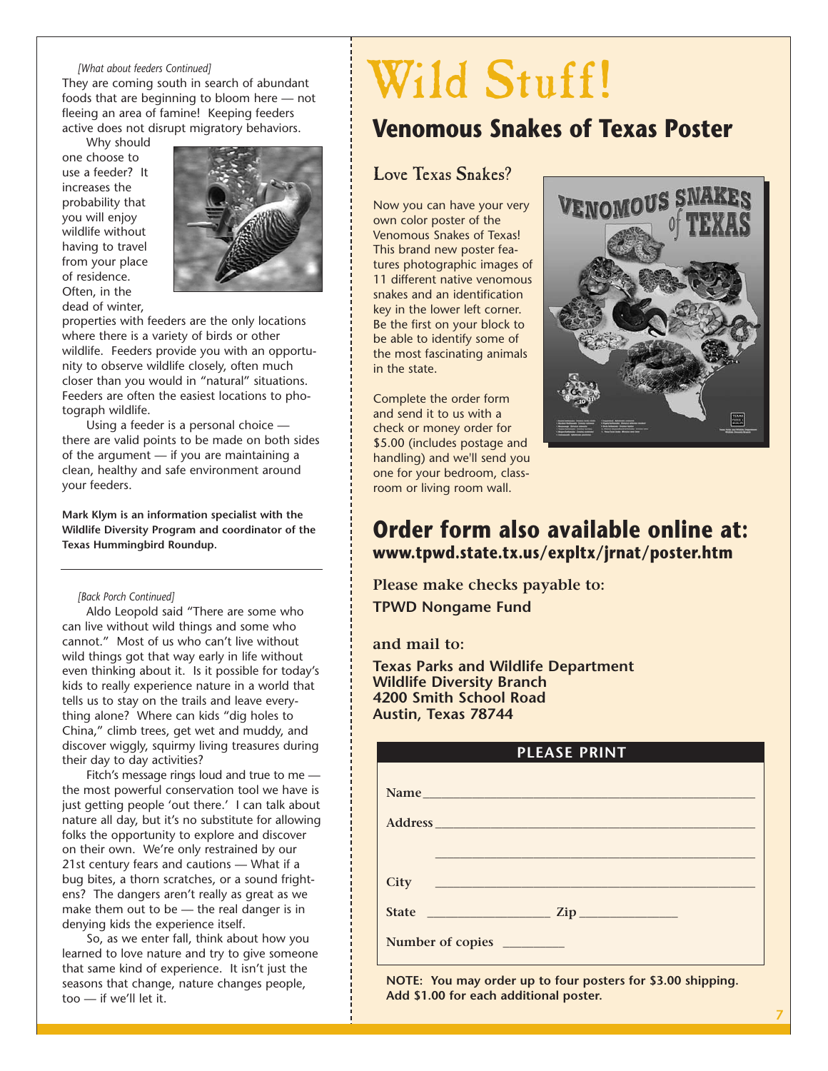*[What about feeders Continued]*

They are coming south in search of abundant foods that are beginning to bloom here — not fleeing an area of famine! Keeping feeders active does not disrupt migratory behaviors.

Why should one choose to use a feeder? It increases the probability that you will enjoy wildlife without having to travel from your place of residence. Often, in the dead of winter, properties with feeders are the only locations where there is a variety of birds or other wildlife. Feeders provide you with an opportunity to observe wildlife closely, often much closer than you would in "natural" situations. Feeders are often the easiest locations to photograph wildlife.

Using a feeder is a personal choice — there are valid points to be made on both sides of the argument — if you are maintaining a clean, healthy and safe environment around your feeders.

**Mark Klym is an information specialist with the Wildlife Diversity Program and coordinator of the Texas Hummingbird Roundup.**

---

*[Back Porch Continued]*

Aldo Leopold said "There are some who can live without wild things and some who cannot." Most of us who can't live without wild things got that way early in life without even thinking about it. Is it possible for today's kids to really experience nature in a world that tells us to stay on the trails and leave everything alone? Where can kids "dig holes to China," climb trees, get wet and muddy, and discover wiggly, squirmy living treasures during their day to day activities?

Fitch's message rings loud and true to me — the most powerful conservation tool we have is just getting people 'out there.' I can talk about nature all day, but it's no substitute for allowing folks the opportunity to explore and discover on their own. We're only restrained by our 21st century fears and cautions — What if a bug bites, a thorn scratches, or a sound frightens? The dangers aren't really as great as we make them out to be — the real danger is in denying kids the experience itself.

So, as we enter fall, think about how you learned to love nature and try to give someone that same kind of experience. It isn't just the seasons that change, nature changes people, too — if we'll let it.

# Wild Stuff!

## Venomous Snakes of Texas Poster

### Love Texas Snakes?

Now you can have your very own color poster of the Venomous Snakes of Texas! This brand new poster features photographic images of 11 different native venomous snakes and an identification key in the lower left corner. Be the first on your block to be able to identify some of the most fascinating animals in the state.

Complete the order form and send it to us with a check or money order for $5.00 (includes postage and handling) and we'll send you one for your bedroom, classroom or living room wall.

## Order form also available online at:

**www.tpwd.state.tx.us/expltx/jrnat/poster.htm**

**Please make checks payable to:**

**TPWD Nongame Fund**

**and mail to:**

**Texas Parks and Wildlife Department**
**Wildlife Diversity Branch**
**4200 Smith School Road**
**Austin, Texas 78744**

**PLEASE PRINT**

Name ____________________________________________

Address __________________________________________

_________________________________________________

City _____________________________________________

State ___________________ Zip ______________

Number of copies _________

**NOTE: You may order up to four posters for $3.00 shipping. Add $1.00 for each additional poster.**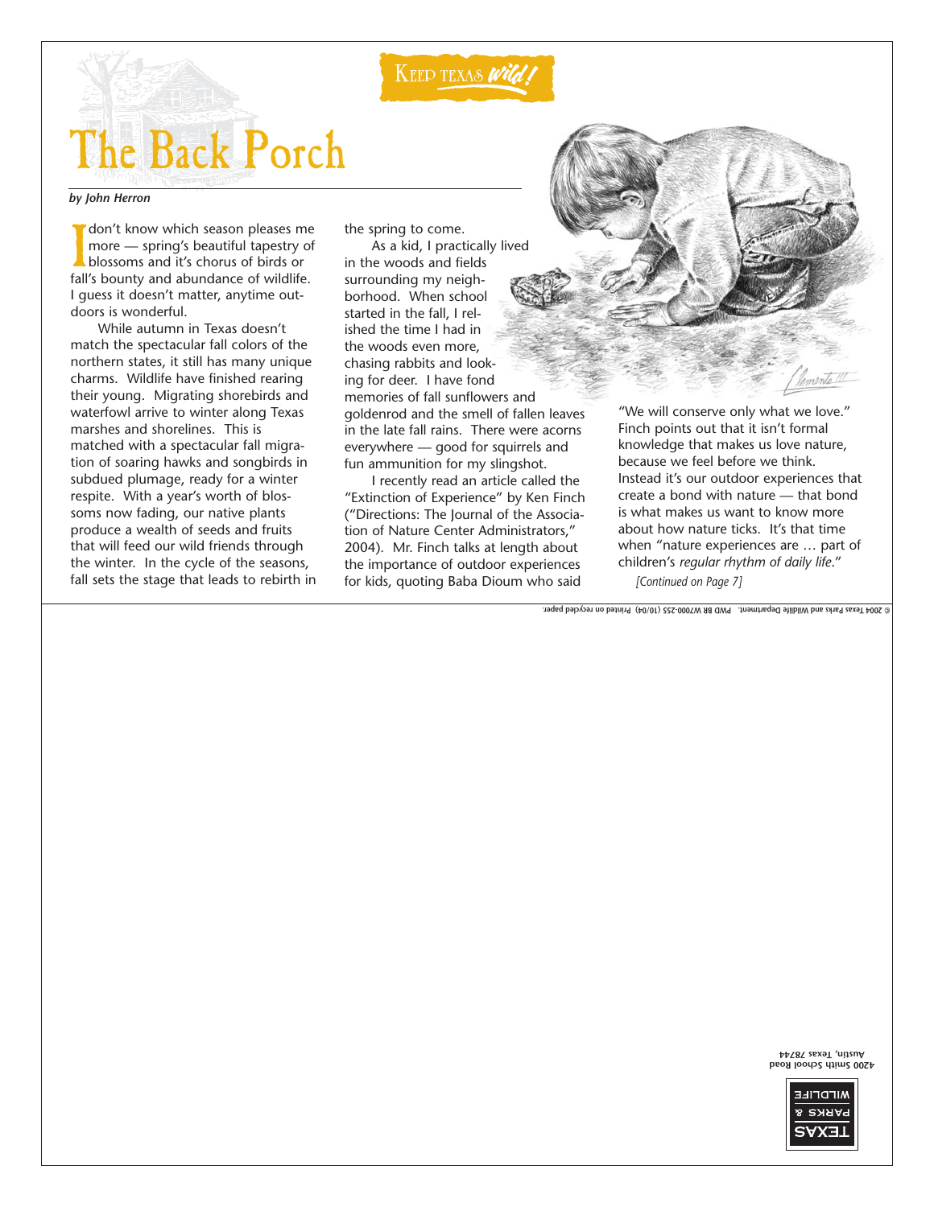KEEP TEXAS *Wild!*

# The Back Porch

***by John Herron***

I don't know which season pleases me more — spring's beautiful tapestry of blossoms and it's chorus of birds or fall's bounty and abundance of wildlife. I guess it doesn't matter, anytime outdoors is wonderful.

While autumn in Texas doesn't match the spectacular fall colors of the northern states, it still has many unique charms. Wildlife have finished rearing their young. Migrating shorebirds and waterfowl arrive to winter along Texas marshes and shorelines. This is matched with a spectacular fall migration of soaring hawks and songbirds in subdued plumage, ready for a winter respite. With a year's worth of blossoms now fading, our native plants produce a wealth of seeds and fruits that will feed our wild friends through the winter. In the cycle of the seasons, fall sets the stage that leads to rebirth in the spring to come.

As a kid, I practically lived in the woods and fields surrounding my neighborhood. When school started in the fall, I relished the time I had in the woods even more, chasing rabbits and looking for deer. I have fond memories of fall sunflowers and goldenrod and the smell of fallen leaves in the late fall rains. There were acorns everywhere — good for squirrels and fun ammunition for my slingshot.

I recently read an article called the "Extinction of Experience" by Ken Finch ("Directions: The Journal of the Association of Nature Center Administrators," 2004). Mr. Finch talks at length about the importance of outdoor experiences for kids, quoting Baba Dioum who said "We will conserve only what we love." Finch points out that it isn't formal knowledge that makes us love nature, because we feel before we think. Instead it's our outdoor experiences that create a bond with nature — that bond is what makes us want to know more about how nature ticks. It's that time when "nature experiences are … part of children's *regular rhythm of daily life*."

*[Continued on Page 7]*

© 2004 Texas Parks and Wildlife Department. PWD BR W7000-255 (10/04) Printed on recycled paper.

TEXAS PARKS & WILDLIFE

4200 Smith School Road
Austin, Texas 78744